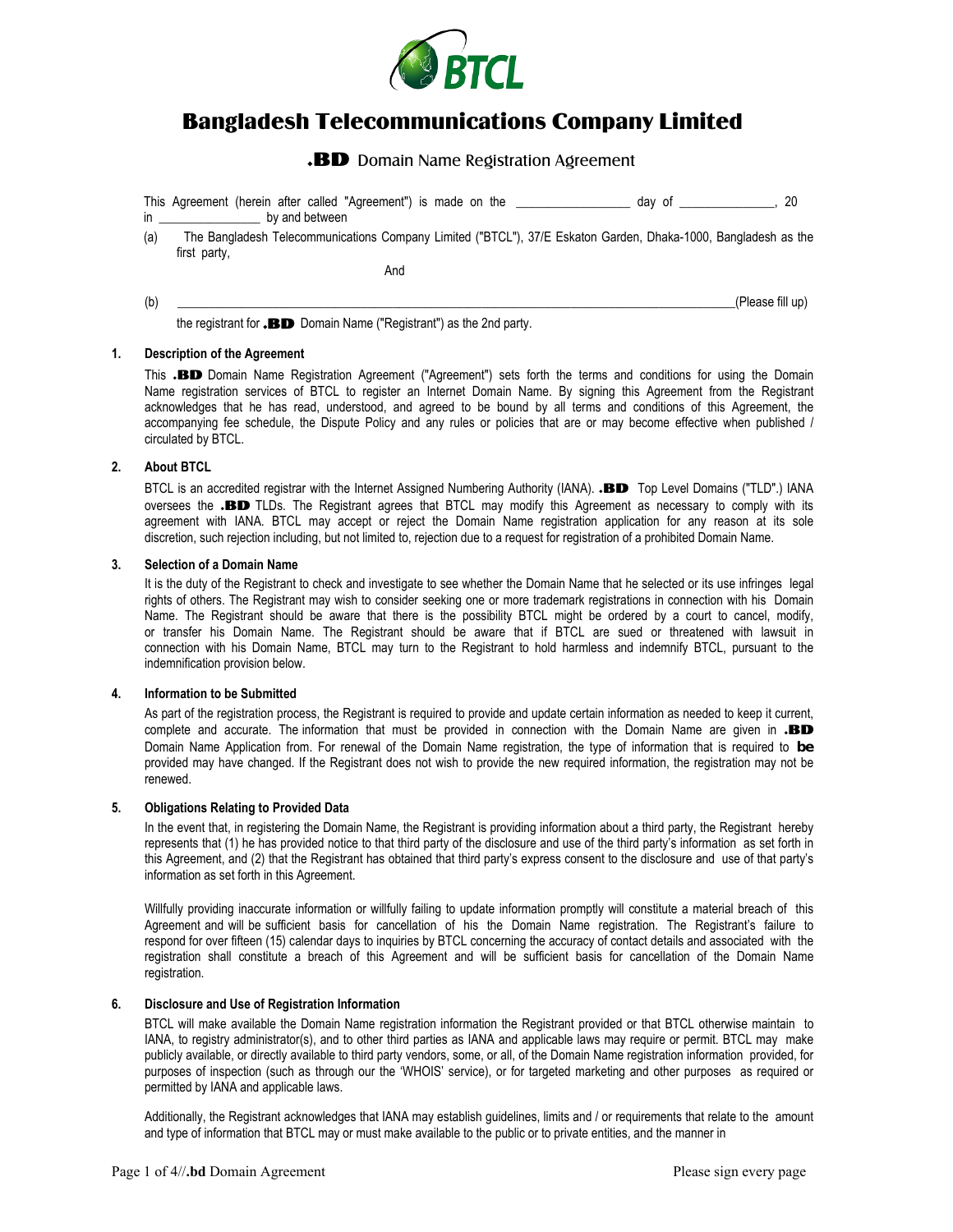# Bangladesh Telecommunications Company Limited

## .BD Domain Name Registration Agreement

This Agreement (herein after called "Agreement") is made on the __________________ day of _______________, 20 in ________________ by and between

(a) The Bangladesh Telecommunications Company Limited ("BTCL"), 37/E Eskaton Garden, Dhaka-1000, Bangladesh as the first party,

And

(b) ______________________________________________________________________________________(Please fill up)

the registrant for **.BD** Domain Name ("Registrant") as the 2nd party.

### 1. Description of the Agreement

This **.BD** Domain Name Registration Agreement ("Agreement") sets forth the terms and conditions for using the Domain Name registration services of BTCL to register an Internet Domain Name. By signing this Agreement from the Registrant acknowledges that he has read, understood, and agreed to be bound by all terms and conditions of this Agreement, the accompanying fee schedule, the Dispute Policy and any rules or policies that are or may become effective when published / circulated by BTCL.

### 2. About BTCL

BTCL is an accredited registrar with the Internet Assigned Numbering Authority (IANA). **.BD** Top Level Domains ("TLD".) IANA oversees the **.BD** TLDs. The Registrant agrees that BTCL may modify this Agreement as necessary to comply with its agreement with IANA. BTCL may accept or reject the Domain Name registration application for any reason at its sole discretion, such rejection including, but not limited to, rejection due to a request for registration of a prohibited Domain Name.

### 3. Selection of a Domain Name

It is the duty of the Registrant to check and investigate to see whether the Domain Name that he selected or its use infringes legal rights of others. The Registrant may wish to consider seeking one or more trademark registrations in connection with his Domain Name. The Registrant should be aware that there is the possibility BTCL might be ordered by a court to cancel, modify, or transfer his Domain Name. The Registrant should be aware that if BTCL are sued or threatened with lawsuit in connection with his Domain Name, BTCL may turn to the Registrant to hold harmless and indemnify BTCL, pursuant to the indemnification provision below.

### 4. Information to be Submitted

As part of the registration process, the Registrant is required to provide and update certain information as needed to keep it current, complete and accurate. The information that must be provided in connection with the Domain Name are given in **.BD** Domain Name Application from. For renewal of the Domain Name registration, the type of information that is required to **be** provided may have changed. If the Registrant does not wish to provide the new required information, the registration may not be renewed.

### 5. Obligations Relating to Provided Data

In the event that, in registering the Domain Name, the Registrant is providing information about a third party, the Registrant hereby represents that (1) he has provided notice to that third party of the disclosure and use of the third party's information as set forth in this Agreement, and (2) that the Registrant has obtained that third party's express consent to the disclosure and use of that party's information as set forth in this Agreement.

Willfully providing inaccurate information or willfully failing to update information promptly will constitute a material breach of this Agreement and will be sufficient basis for cancellation of his the Domain Name registration. The Registrant's failure to respond for over fifteen (15) calendar days to inquiries by BTCL concerning the accuracy of contact details and associated with the registration shall constitute a breach of this Agreement and will be sufficient basis for cancellation of the Domain Name registration.

### 6. Disclosure and Use of Registration Information

BTCL will make available the Domain Name registration information the Registrant provided or that BTCL otherwise maintain to IANA, to registry administrator(s), and to other third parties as IANA and applicable laws may require or permit. BTCL may make publicly available, or directly available to third party vendors, some, or all, of the Domain Name registration information provided, for purposes of inspection (such as through our the 'WHOIS' service), or for targeted marketing and other purposes as required or permitted by IANA and applicable laws.

Additionally, the Registrant acknowledges that IANA may establish guidelines, limits and / or requirements that relate to the amount and type of information that BTCL may or must make available to the public or to private entities, and the manner in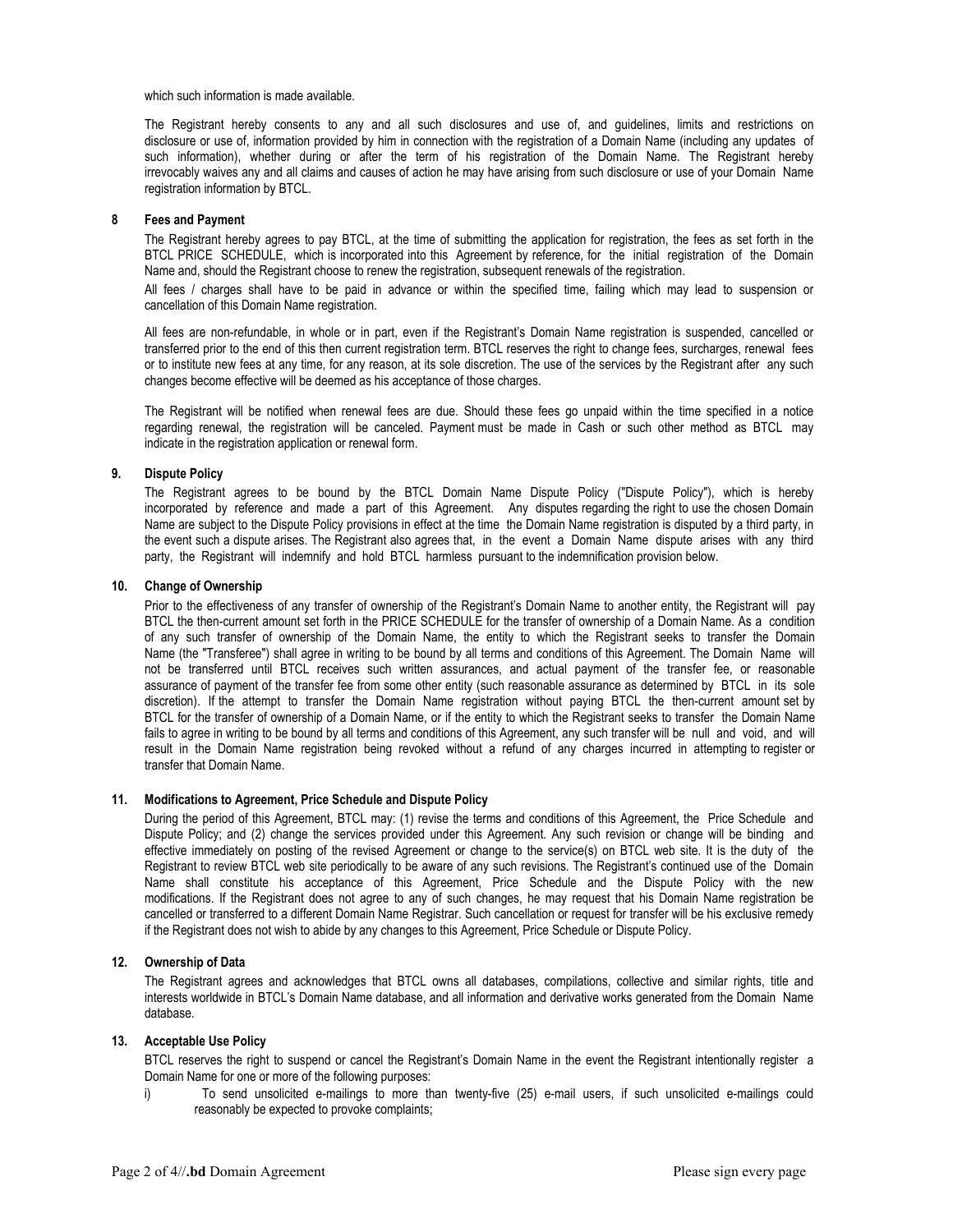which such information is made available.

The Registrant hereby consents to any and all such disclosures and use of, and guidelines, limits and restrictions on disclosure or use of, information provided by him in connection with the registration of a Domain Name (including any updates of such information), whether during or after the term of his registration of the Domain Name. The Registrant hereby irrevocably waives any and all claims and causes of action he may have arising from such disclosure or use of your Domain Name registration information by BTCL.

### 8 Fees and Payment

The Registrant hereby agrees to pay BTCL, at the time of submitting the application for registration, the fees as set forth in the BTCL PRICE SCHEDULE, which is incorporated into this Agreement by reference, for the initial registration of the Domain Name and, should the Registrant choose to renew the registration, subsequent renewals of the registration.

All fees / charges shall have to be paid in advance or within the specified time, failing which may lead to suspension or cancellation of this Domain Name registration.

All fees are non-refundable, in whole or in part, even if the Registrant's Domain Name registration is suspended, cancelled or transferred prior to the end of this then current registration term. BTCL reserves the right to change fees, surcharges, renewal fees or to institute new fees at any time, for any reason, at its sole discretion. The use of the services by the Registrant after any such changes become effective will be deemed as his acceptance of those charges.

The Registrant will be notified when renewal fees are due. Should these fees go unpaid within the time specified in a notice regarding renewal, the registration will be canceled. Payment must be made in Cash or such other method as BTCL may indicate in the registration application or renewal form.

### 9. Dispute Policy

The Registrant agrees to be bound by the BTCL Domain Name Dispute Policy ("Dispute Policy"), which is hereby incorporated by reference and made a part of this Agreement. Any disputes regarding the right to use the chosen Domain Name are subject to the Dispute Policy provisions in effect at the time the Domain Name registration is disputed by a third party, in the event such a dispute arises. The Registrant also agrees that, in the event a Domain Name dispute arises with any third party, the Registrant will indemnify and hold BTCL harmless pursuant to the indemnification provision below.

### 10. Change of Ownership

Prior to the effectiveness of any transfer of ownership of the Registrant's Domain Name to another entity, the Registrant will pay BTCL the then-current amount set forth in the PRICE SCHEDULE for the transfer of ownership of a Domain Name. As a condition of any such transfer of ownership of the Domain Name, the entity to which the Registrant seeks to transfer the Domain Name (the "Transferee") shall agree in writing to be bound by all terms and conditions of this Agreement. The Domain Name will not be transferred until BTCL receives such written assurances, and actual payment of the transfer fee, or reasonable assurance of payment of the transfer fee from some other entity (such reasonable assurance as determined by BTCL in its sole discretion). If the attempt to transfer the Domain Name registration without paying BTCL the then-current amount set by BTCL for the transfer of ownership of a Domain Name, or if the entity to which the Registrant seeks to transfer the Domain Name fails to agree in writing to be bound by all terms and conditions of this Agreement, any such transfer will be null and void, and will result in the Domain Name registration being revoked without a refund of any charges incurred in attempting to register or transfer that Domain Name.

### 11. Modifications to Agreement, Price Schedule and Dispute Policy

During the period of this Agreement, BTCL may: (1) revise the terms and conditions of this Agreement, the Price Schedule and Dispute Policy; and (2) change the services provided under this Agreement. Any such revision or change will be binding and effective immediately on posting of the revised Agreement or change to the service(s) on BTCL web site. It is the duty of the Registrant to review BTCL web site periodically to be aware of any such revisions. The Registrant's continued use of the Domain Name shall constitute his acceptance of this Agreement, Price Schedule and the Dispute Policy with the new modifications. If the Registrant does not agree to any of such changes, he may request that his Domain Name registration be cancelled or transferred to a different Domain Name Registrar. Such cancellation or request for transfer will be his exclusive remedy if the Registrant does not wish to abide by any changes to this Agreement, Price Schedule or Dispute Policy.

### 12. Ownership of Data

The Registrant agrees and acknowledges that BTCL owns all databases, compilations, collective and similar rights, title and interests worldwide in BTCL's Domain Name database, and all information and derivative works generated from the Domain Name database.

### 13. Acceptable Use Policy

BTCL reserves the right to suspend or cancel the Registrant's Domain Name in the event the Registrant intentionally register a Domain Name for one or more of the following purposes:

i) To send unsolicited e-mailings to more than twenty-five (25) e-mail users, if such unsolicited e-mailings could reasonably be expected to provoke complaints;

Page 2 of 4//**.bd** Domain Agreement Please sign every page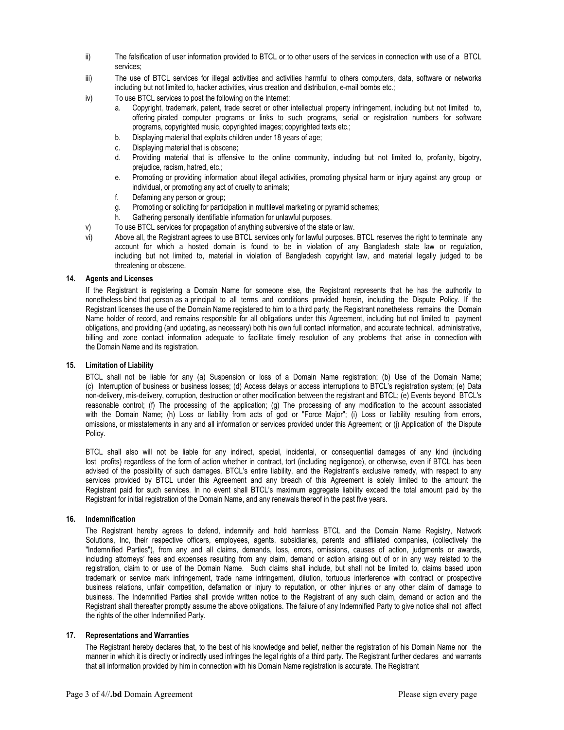ii) The falsification of user information provided to BTCL or to other users of the services in connection with use of a BTCL services;

iii) The use of BTCL services for illegal activities and activities harmful to others computers, data, software or networks including but not limited to, hacker activities, virus creation and distribution, e-mail bombs etc.;

iv) To use BTCL services to post the following on the Internet:

  a. Copyright, trademark, patent, trade secret or other intellectual property infringement, including but not limited to, offering pirated computer programs or links to such programs, serial or registration numbers for software programs, copyrighted music, copyrighted images; copyrighted texts etc.;
  b. Displaying material that exploits children under 18 years of age;
  c. Displaying material that is obscene;
  d. Providing material that is offensive to the online community, including but not limited to, profanity, bigotry, prejudice, racism, hatred, etc.;
  e. Promoting or providing information about illegal activities, promoting physical harm or injury against any group or individual, or promoting any act of cruelty to animals;
  f. Defaming any person or group;
  g. Promoting or soliciting for participation in multilevel marketing or pyramid schemes;
  h. Gathering personally identifiable information for unlawful purposes.

v) To use BTCL services for propagation of anything subversive of the state or law.

vi) Above all, the Registrant agrees to use BTCL services only for lawful purposes. BTCL reserves the right to terminate any account for which a hosted domain is found to be in violation of any Bangladesh state law or regulation, including but not limited to, material in violation of Bangladesh copyright law, and material legally judged to be threatening or obscene.

**14. Agents and Licenses**

If the Registrant is registering a Domain Name for someone else, the Registrant represents that he has the authority to nonetheless bind that person as a principal to all terms and conditions provided herein, including the Dispute Policy. If the Registrant licenses the use of the Domain Name registered to him to a third party, the Registrant nonetheless remains the Domain Name holder of record, and remains responsible for all obligations under this Agreement, including but not limited to payment obligations, and providing (and updating, as necessary) both his own full contact information, and accurate technical, administrative, billing and zone contact information adequate to facilitate timely resolution of any problems that arise in connection with the Domain Name and its registration.

**15. Limitation of Liability**

BTCL shall not be liable for any (a) Suspension or loss of a Domain Name registration; (b) Use of the Domain Name; (c) Interruption of business or business losses; (d) Access delays or access interruptions to BTCL's registration system; (e) Data non-delivery, mis-delivery, corruption, destruction or other modification between the registrant and BTCL; (e) Events beyond BTCL's reasonable control; (f) The processing of the application; (g) The processing of any modification to the account associated with the Domain Name; (h) Loss or liability from acts of god or "Force Major"; (i) Loss or liability resulting from errors, omissions, or misstatements in any and all information or services provided under this Agreement; or (j) Application of the Dispute Policy.

BTCL shall also will not be liable for any indirect, special, incidental, or consequential damages of any kind (including lost profits) regardless of the form of action whether in contract, tort (including negligence), or otherwise, even if BTCL has been advised of the possibility of such damages. BTCL's entire liability, and the Registrant's exclusive remedy, with respect to any services provided by BTCL under this Agreement and any breach of this Agreement is solely limited to the amount the Registrant paid for such services. In no event shall BTCL's maximum aggregate liability exceed the total amount paid by the Registrant for initial registration of the Domain Name, and any renewals thereof in the past five years.

**16. Indemnification**

The Registrant hereby agrees to defend, indemnify and hold harmless BTCL and the Domain Name Registry, Network Solutions, Inc, their respective officers, employees, agents, subsidiaries, parents and affiliated companies, (collectively the "Indemnified Parties"), from any and all claims, demands, loss, errors, omissions, causes of action, judgments or awards, including attorneys' fees and expenses resulting from any claim, demand or action arising out of or in any way related to the registration, claim to or use of the Domain Name. Such claims shall include, but shall not be limited to, claims based upon trademark or service mark infringement, trade name infringement, dilution, tortuous interference with contract or prospective business relations, unfair competition, defamation or injury to reputation, or other injuries or any other claim of damage to business. The Indemnified Parties shall provide written notice to the Registrant of any such claim, demand or action and the Registrant shall thereafter promptly assume the above obligations. The failure of any Indemnified Party to give notice shall not affect the rights of the other Indemnified Party.

**17. Representations and Warranties**

The Registrant hereby declares that, to the best of his knowledge and belief, neither the registration of his Domain Name nor the manner in which it is directly or indirectly used infringes the legal rights of a third party. The Registrant further declares and warrants that all information provided by him in connection with his Domain Name registration is accurate. The Registrant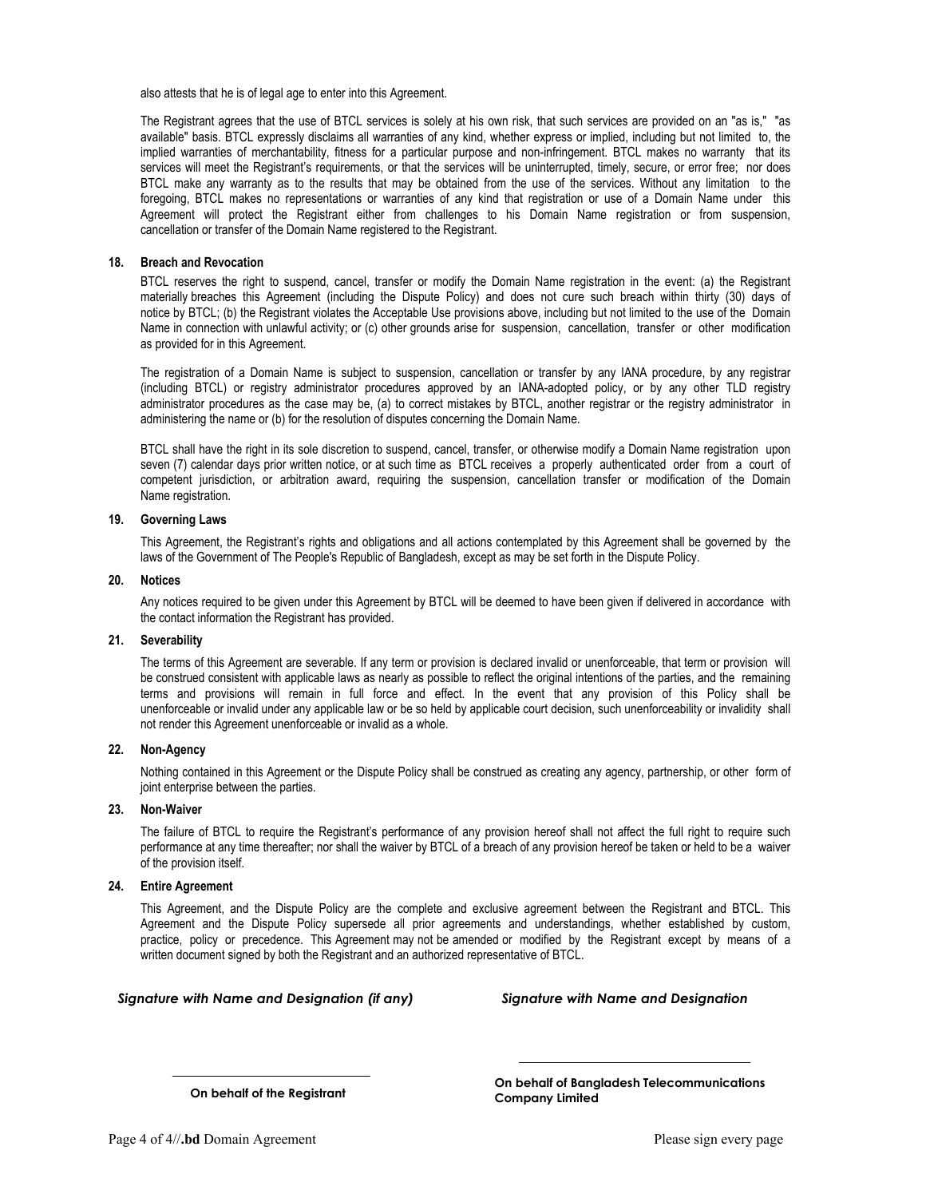also attests that he is of legal age to enter into this Agreement.

The Registrant agrees that the use of BTCL services is solely at his own risk, that such services are provided on an "as is," "as available" basis. BTCL expressly disclaims all warranties of any kind, whether express or implied, including but not limited to, the implied warranties of merchantability, fitness for a particular purpose and non-infringement. BTCL makes no warranty that its services will meet the Registrant's requirements, or that the services will be uninterrupted, timely, secure, or error free; nor does BTCL make any warranty as to the results that may be obtained from the use of the services. Without any limitation to the foregoing, BTCL makes no representations or warranties of any kind that registration or use of a Domain Name under this Agreement will protect the Registrant either from challenges to his Domain Name registration or from suspension, cancellation or transfer of the Domain Name registered to the Registrant.

**18. Breach and Revocation**

BTCL reserves the right to suspend, cancel, transfer or modify the Domain Name registration in the event: (a) the Registrant materially breaches this Agreement (including the Dispute Policy) and does not cure such breach within thirty (30) days of notice by BTCL; (b) the Registrant violates the Acceptable Use provisions above, including but not limited to the use of the Domain Name in connection with unlawful activity; or (c) other grounds arise for suspension, cancellation, transfer or other modification as provided for in this Agreement.

The registration of a Domain Name is subject to suspension, cancellation or transfer by any IANA procedure, by any registrar (including BTCL) or registry administrator procedures approved by an IANA-adopted policy, or by any other TLD registry administrator procedures as the case may be, (a) to correct mistakes by BTCL, another registrar or the registry administrator in administering the name or (b) for the resolution of disputes concerning the Domain Name.

BTCL shall have the right in its sole discretion to suspend, cancel, transfer, or otherwise modify a Domain Name registration upon seven (7) calendar days prior written notice, or at such time as BTCL receives a properly authenticated order from a court of competent jurisdiction, or arbitration award, requiring the suspension, cancellation transfer or modification of the Domain Name registration.

**19. Governing Laws**

This Agreement, the Registrant's rights and obligations and all actions contemplated by this Agreement shall be governed by the laws of the Government of The People's Republic of Bangladesh, except as may be set forth in the Dispute Policy.

**20. Notices**

Any notices required to be given under this Agreement by BTCL will be deemed to have been given if delivered in accordance with the contact information the Registrant has provided.

**21. Severability**

The terms of this Agreement are severable. If any term or provision is declared invalid or unenforceable, that term or provision will be construed consistent with applicable laws as nearly as possible to reflect the original intentions of the parties, and the remaining terms and provisions will remain in full force and effect. In the event that any provision of this Policy shall be unenforceable or invalid under any applicable law or be so held by applicable court decision, such unenforceability or invalidity shall not render this Agreement unenforceable or invalid as a whole.

**22. Non-Agency**

Nothing contained in this Agreement or the Dispute Policy shall be construed as creating any agency, partnership, or other form of joint enterprise between the parties.

**23. Non-Waiver**

The failure of BTCL to require the Registrant's performance of any provision hereof shall not affect the full right to require such performance at any time thereafter; nor shall the waiver by BTCL of a breach of any provision hereof be taken or held to be a waiver of the provision itself.

**24. Entire Agreement**

This Agreement, and the Dispute Policy are the complete and exclusive agreement between the Registrant and BTCL. This Agreement and the Dispute Policy supersede all prior agreements and understandings, whether established by custom, practice, policy or precedence. This Agreement may not be amended or modified by the Registrant except by means of a written document signed by both the Registrant and an authorized representative of BTCL.

***Signature with Name and Designation (if any)***

______________________________

**On behalf of the Registrant**

***Signature with Name and Designation***

______________________________

**On behalf of Bangladesh Telecommunications Company Limited**

Please sign every page